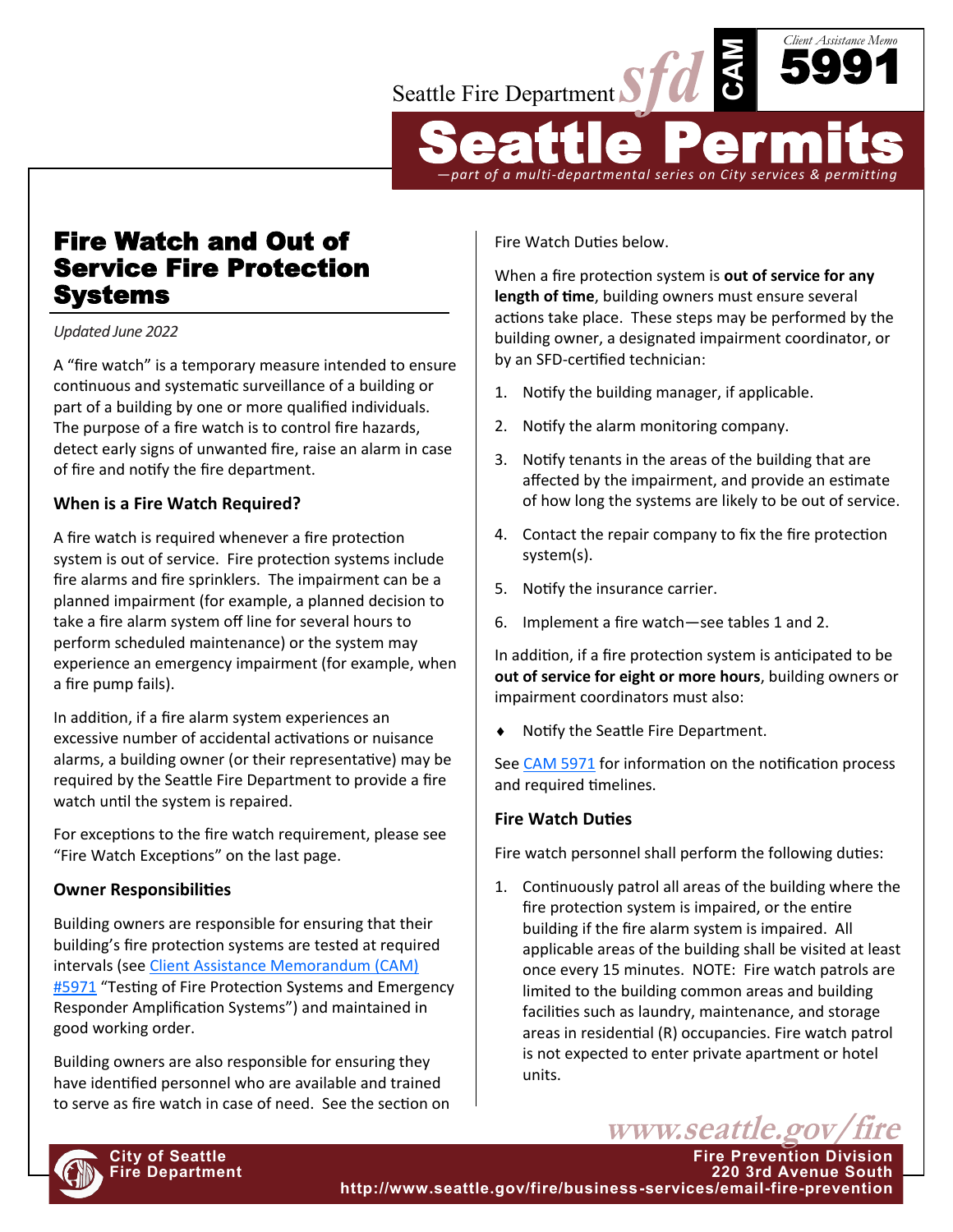Seattle Fire Department sfd CAM Client Assistance Memo **5991**

# Seattle Permits

*—part of a multi-departmental series on City services & permitting*

# Fire Watch and Out of Service Fire Protection Systems

*Updated June 2022*

A "fire watch" is a temporary measure intended to ensure continuous and systematic surveillance of a building or part of a building by one or more qualified individuals. The purpose of a fire watch is to control fire hazards, detect early signs of unwanted fire, raise an alarm in case of fire and notify the fire department.

### When is a Fire Watch Required?

A fire watch is required whenever a fire protection system is out of service. Fire protection systems include fire alarms and fire sprinklers. The impairment can be a planned impairment (for example, a planned decision to take a fire alarm system off line for several hours to perform scheduled maintenance) or the system may experience an emergency impairment (for example, when a fire pump fails).

In addition, if a fire alarm system experiences an excessive number of accidental activations or nuisance alarms, a building owner (or their representative) may be required by the Seattle Fire Department to provide a fire watch until the system is repaired.

For exceptions to the fire watch requirement, please see "Fire Watch Exceptions" on the last page.

### Owner Responsibilities

Building owners are responsible for ensuring that their building's fire protection systems are tested at required intervals (see Client Assistance Memorandum (CAM) #5971 "Testing of Fire Protection Systems and Emergency Responder Amplification Systems") and maintained in good working order.

Building owners are also responsible for ensuring they have identified personnel who are available and trained to serve as fire watch in case of need. See the section on Fire Watch Duties below.

When a fire protection system is **out of service for any length of time**, building owners must ensure several actions take place. These steps may be performed by the building owner, a designated impairment coordinator, or by an SFD-certified technician:

1. Notify the building manager, if applicable.
2. Notify the alarm monitoring company.
3. Notify tenants in the areas of the building that are affected by the impairment, and provide an estimate of how long the systems are likely to be out of service.
4. Contact the repair company to fix the fire protection system(s).
5. Notify the insurance carrier.
6. Implement a fire watch—see tables 1 and 2.

In addition, if a fire protection system is anticipated to be **out of service for eight or more hours**, building owners or impairment coordinators must also:

- Notify the Seattle Fire Department.

See CAM 5971 for information on the notification process and required timelines.

### Fire Watch Duties

Fire watch personnel shall perform the following duties:

1. Continuously patrol all areas of the building where the fire protection system is impaired, or the entire building if the fire alarm system is impaired. All applicable areas of the building shall be visited at least once every 15 minutes. NOTE: Fire watch patrols are limited to the building common areas and building facilities such as laundry, maintenance, and storage areas in residential (R) occupancies. Fire watch patrol is not expected to enter private apartment or hotel units.

www.seattle.gov/fire

City of Seattle Fire Department — Fire Prevention Division, 220 3rd Avenue South, http://www.seattle.gov/fire/business-services/email-fire-prevention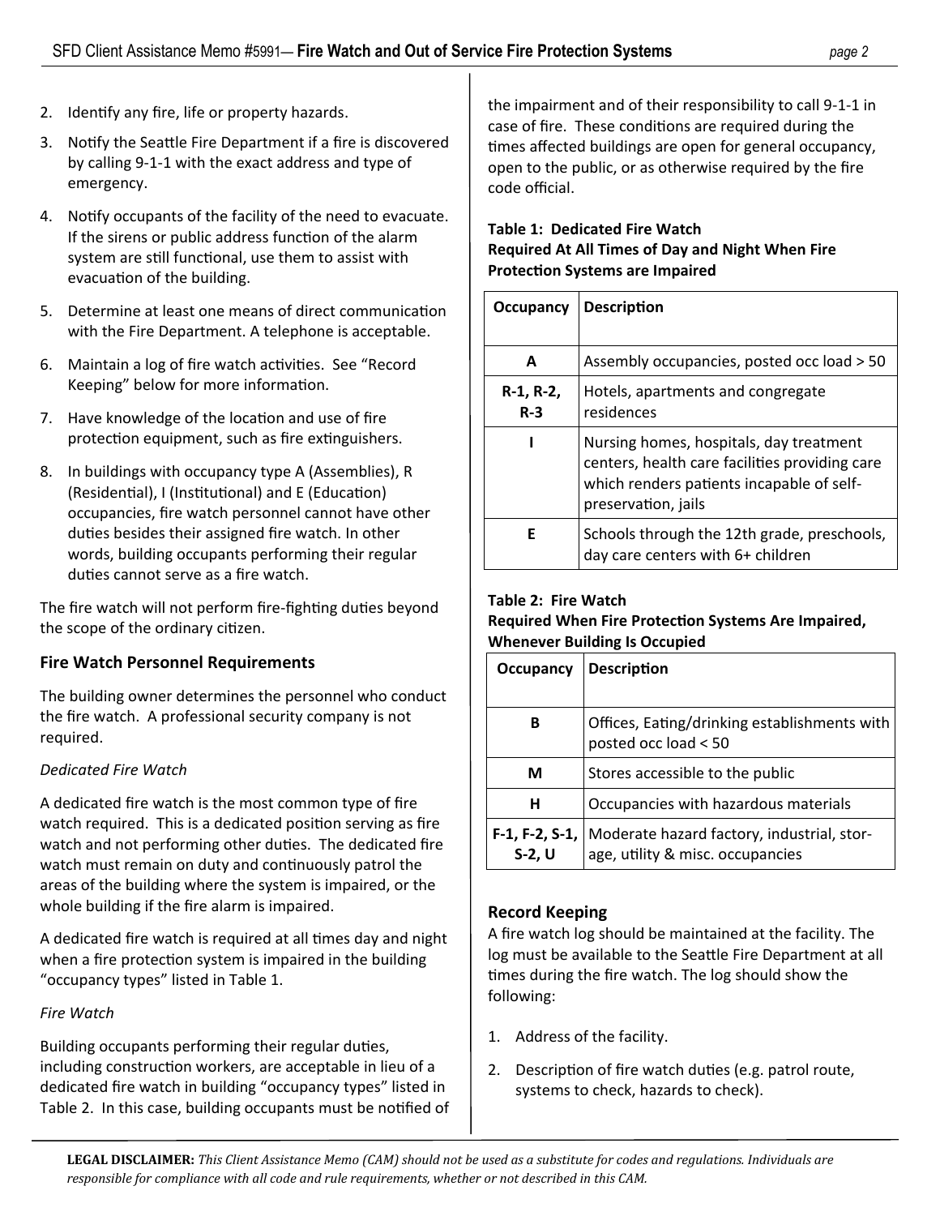2. Identify any fire, life or property hazards.
3. Notify the Seattle Fire Department if a fire is discovered by calling 9-1-1 with the exact address and type of emergency.
4. Notify occupants of the facility of the need to evacuate. If the sirens or public address function of the alarm system are still functional, use them to assist with evacuation of the building.
5. Determine at least one means of direct communication with the Fire Department. A telephone is acceptable.
6. Maintain a log of fire watch activities. See "Record Keeping" below for more information.
7. Have knowledge of the location and use of fire protection equipment, such as fire extinguishers.
8. In buildings with occupancy type A (Assemblies), R (Residential), I (Institutional) and E (Education) occupancies, fire watch personnel cannot have other duties besides their assigned fire watch. In other words, building occupants performing their regular duties cannot serve as a fire watch.

The fire watch will not perform fire-fighting duties beyond the scope of the ordinary citizen.

## Fire Watch Personnel Requirements

The building owner determines the personnel who conduct the fire watch. A professional security company is not required.

*Dedicated Fire Watch*

A dedicated fire watch is the most common type of fire watch required. This is a dedicated position serving as fire watch and not performing other duties. The dedicated fire watch must remain on duty and continuously patrol the areas of the building where the system is impaired, or the whole building if the fire alarm is impaired.

A dedicated fire watch is required at all times day and night when a fire protection system is impaired in the building "occupancy types" listed in Table 1.

*Fire Watch*

Building occupants performing their regular duties, including construction workers, are acceptable in lieu of a dedicated fire watch in building "occupancy types" listed in Table 2. In this case, building occupants must be notified of the impairment and of their responsibility to call 9-1-1 in case of fire. These conditions are required during the times affected buildings are open for general occupancy, open to the public, or as otherwise required by the fire code official.

**Table 1: Dedicated Fire Watch**
**Required At All Times of Day and Night When Fire Protection Systems are Impaired**

| Occupancy | Description |
|---|---|
| A | Assembly occupancies, posted occ load > 50 |
| R-1, R-2, R-3 | Hotels, apartments and congregate residences |
| I | Nursing homes, hospitals, day treatment centers, health care facilities providing care which renders patients incapable of self-preservation, jails |
| E | Schools through the 12th grade, preschools, day care centers with 6+ children |

**Table 2: Fire Watch**
**Required When Fire Protection Systems Are Impaired, Whenever Building Is Occupied**

| Occupancy | Description |
|---|---|
| B | Offices, Eating/drinking establishments with posted occ load < 50 |
| M | Stores accessible to the public |
| H | Occupancies with hazardous materials |
| F-1, F-2, S-1, S-2, U | Moderate hazard factory, industrial, storage, utility & misc. occupancies |

## Record Keeping

A fire watch log should be maintained at the facility. The log must be available to the Seattle Fire Department at all times during the fire watch. The log should show the following:

1. Address of the facility.
2. Description of fire watch duties (e.g. patrol route, systems to check, hazards to check).

**LEGAL DISCLAIMER:** *This Client Assistance Memo (CAM) should not be used as a substitute for codes and regulations. Individuals are responsible for compliance with all code and rule requirements, whether or not described in this CAM.*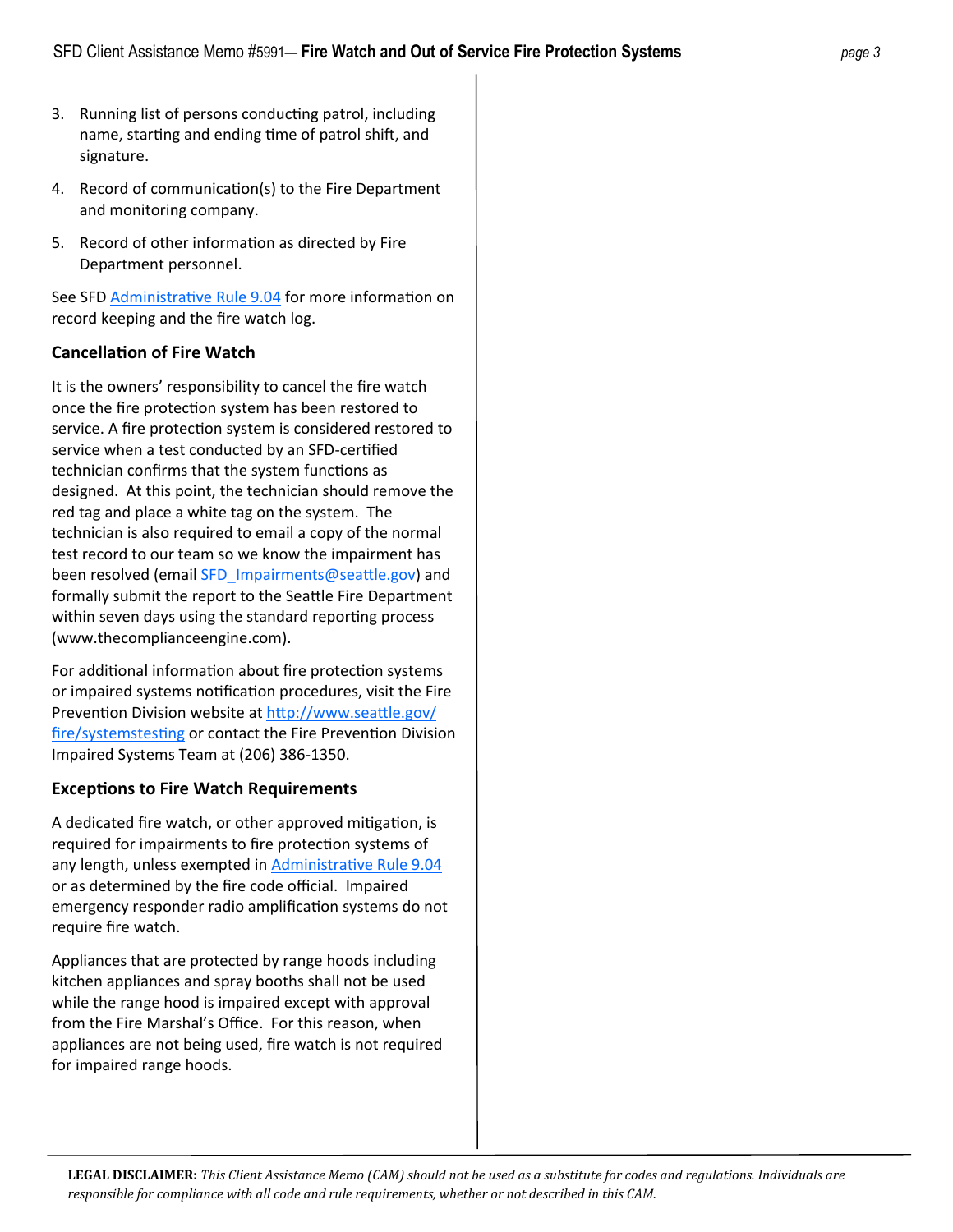3. Running list of persons conducting patrol, including name, starting and ending time of patrol shift, and signature.

4. Record of communication(s) to the Fire Department and monitoring company.

5. Record of other information as directed by Fire Department personnel.

See SFD [Administrative Rule 9.04](Administrative Rule 9.04) for more information on record keeping and the fire watch log.

### Cancellation of Fire Watch

It is the owners' responsibility to cancel the fire watch once the fire protection system has been restored to service. A fire protection system is considered restored to service when a test conducted by an SFD-certified technician confirms that the system functions as designed. At this point, the technician should remove the red tag and place a white tag on the system. The technician is also required to email a copy of the normal test record to our team so we know the impairment has been resolved (email SFD_Impairments@seattle.gov) and formally submit the report to the Seattle Fire Department within seven days using the standard reporting process (www.thecomplianceengine.com).

For additional information about fire protection systems or impaired systems notification procedures, visit the Fire Prevention Division website at http://www.seattle.gov/fire/systemstesting or contact the Fire Prevention Division Impaired Systems Team at (206) 386-1350.

### Exceptions to Fire Watch Requirements

A dedicated fire watch, or other approved mitigation, is required for impairments to fire protection systems of any length, unless exempted in Administrative Rule 9.04 or as determined by the fire code official. Impaired emergency responder radio amplification systems do not require fire watch.

Appliances that are protected by range hoods including kitchen appliances and spray booths shall not be used while the range hood is impaired except with approval from the Fire Marshal's Office. For this reason, when appliances are not being used, fire watch is not required for impaired range hoods.

**LEGAL DISCLAIMER:** *This Client Assistance Memo (CAM) should not be used as a substitute for codes and regulations. Individuals are responsible for compliance with all code and rule requirements, whether or not described in this CAM.*